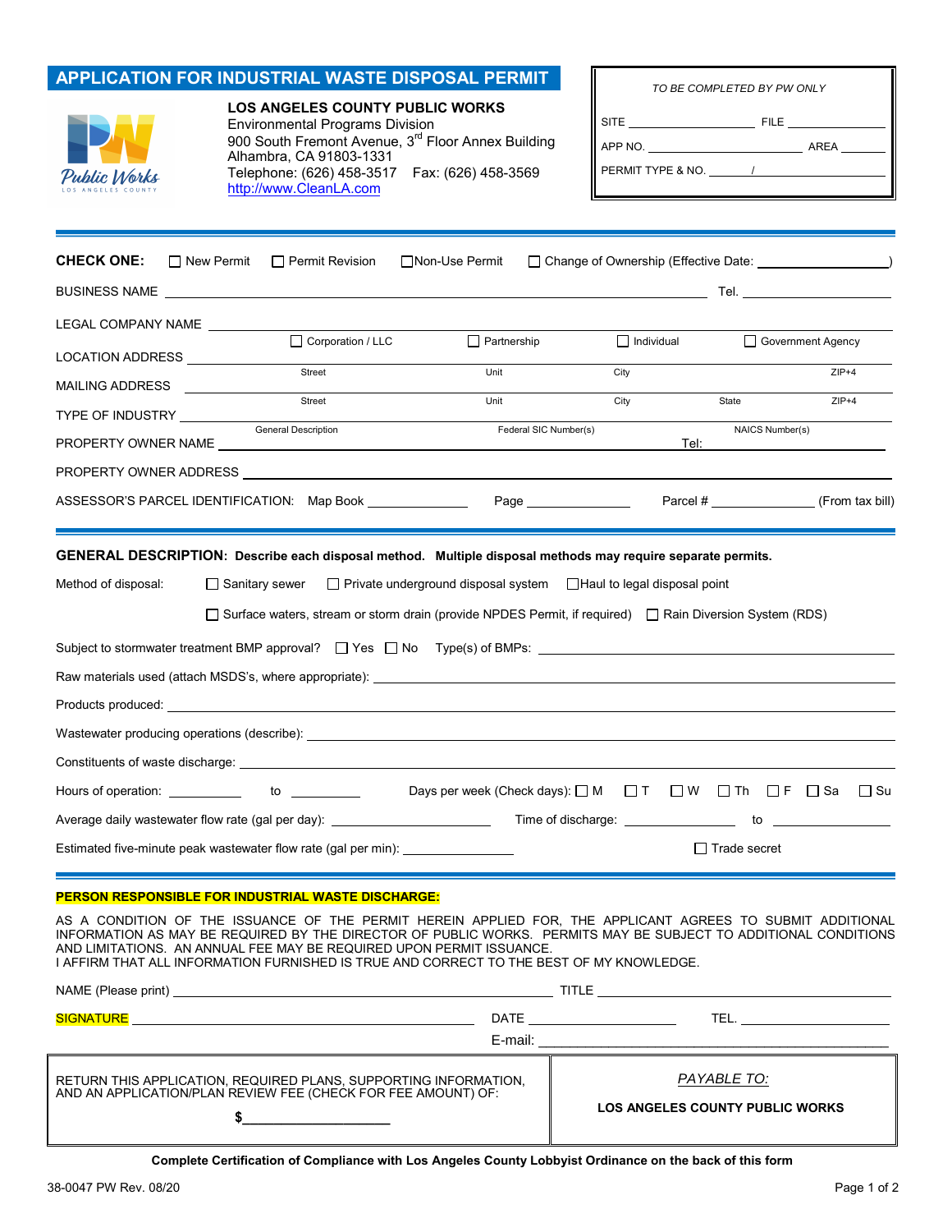# APPLICATION FOR INDUSTRIAL WASTE DISPOSAL PERMIT

**LOS ANGELES COUNTY PUBLIC WORKS**
Environmental Programs Division
900 South Fremont Avenue, 3rd Floor Annex Building
Alhambra, CA 91803-1331
Telephone: (626) 458-3517 Fax: (626) 458-3569
http://www.CleanLA.com

| *TO BE COMPLETED BY PW ONLY* | |
|---|---|
| SITE ______________ | FILE ______________ |
| APP NO. ______________ | AREA ______________ |
| PERMIT TYPE & NO. ______ / ______________ | |

**CHECK ONE:** ☐ New Permit ☐ Permit Revision ☐ Non-Use Permit ☐ Change of Ownership (Effective Date: ______________)

BUSINESS NAME ______________________________ Tel. ______________

LEGAL COMPANY NAME ______________________________
☐ Corporation / LLC ☐ Partnership ☐ Individual ☐ Government Agency

LOCATION ADDRESS ______________________________
Street Unit City ZIP+4

MAILING ADDRESS ______________________________
Street Unit City State ZIP+4

TYPE OF INDUSTRY ______________________________
General Description Federal SIC Number(s) NAICS Number(s)

PROPERTY OWNER NAME ______________________________ Tel: ______________

PROPERTY OWNER ADDRESS ______________________________

ASSESSOR'S PARCEL IDENTIFICATION: Map Book ______________ Page ______________ Parcel # ______________ (From tax bill)

**GENERAL DESCRIPTION: Describe each disposal method. Multiple disposal methods may require separate permits.**

Method of disposal: ☐ Sanitary sewer ☐ Private underground disposal system ☐ Haul to legal disposal point

☐ Surface waters, stream or storm drain (provide NPDES Permit, if required) ☐ Rain Diversion System (RDS)

Subject to stormwater treatment BMP approval? ☐ Yes ☐ No Type(s) of BMPs: ______________________________

Raw materials used (attach MSDS's, where appropriate): ______________________________

Products produced: ______________________________

Wastewater producing operations (describe): ______________________________

Constituents of waste discharge: ______________________________

Hours of operation: __________ to __________ Days per week (Check days): ☐ M ☐ T ☐ W ☐ Th ☐ F ☐ Sa ☐ Su

Average daily wastewater flow rate (gal per day): ______________ Time of discharge: ______________ to ______________

Estimated five-minute peak wastewater flow rate (gal per min): ______________ ☐ Trade secret

**PERSON RESPONSIBLE FOR INDUSTRIAL WASTE DISCHARGE:**

AS A CONDITION OF THE ISSUANCE OF THE PERMIT HEREIN APPLIED FOR, THE APPLICANT AGREES TO SUBMIT ADDITIONAL INFORMATION AS MAY BE REQUIRED BY THE DIRECTOR OF PUBLIC WORKS. PERMITS MAY BE SUBJECT TO ADDITIONAL CONDITIONS AND LIMITATIONS. AN ANNUAL FEE MAY BE REQUIRED UPON PERMIT ISSUANCE.
I AFFIRM THAT ALL INFORMATION FURNISHED IS TRUE AND CORRECT TO THE BEST OF MY KNOWLEDGE.

NAME (Please print) ______________________________ TITLE ______________________________

SIGNATURE ______________________________ DATE ______________ TEL. ______________

E-mail: ______________________________

| RETURN THIS APPLICATION, REQUIRED PLANS, SUPPORTING INFORMATION, AND AN APPLICATION/PLAN REVIEW FEE (CHECK FOR FEE AMOUNT) OF: $______________ | *PAYABLE TO:* **LOS ANGELES COUNTY PUBLIC WORKS** |
|---|---|

**Complete Certification of Compliance with Los Angeles County Lobbyist Ordinance on the back of this form**

38-0047 PW Rev. 08/20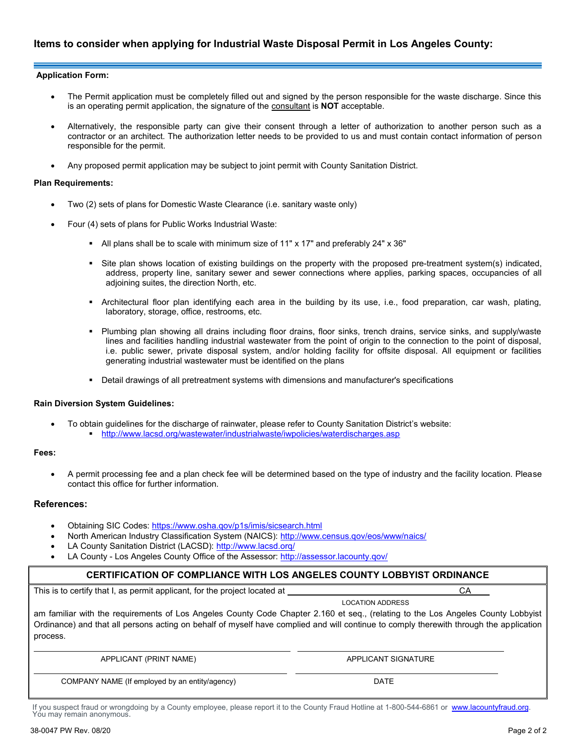# Items to consider when applying for Industrial Waste Disposal Permit in Los Angeles County:

**Application Form:**

- The Permit application must be completely filled out and signed by the person responsible for the waste discharge. Since this is an operating permit application, the signature of the consultant is **NOT** acceptable.
- Alternatively, the responsible party can give their consent through a letter of authorization to another person such as a contractor or an architect. The authorization letter needs to be provided to us and must contain contact information of person responsible for the permit.
- Any proposed permit application may be subject to joint permit with County Sanitation District.

**Plan Requirements:**

- Two (2) sets of plans for Domestic Waste Clearance (i.e. sanitary waste only)
- Four (4) sets of plans for Public Works Industrial Waste:
  - All plans shall be to scale with minimum size of 11" x 17" and preferably 24" x 36"
  - Site plan shows location of existing buildings on the property with the proposed pre-treatment system(s) indicated, address, property line, sanitary sewer and sewer connections where applies, parking spaces, occupancies of all adjoining suites, the direction North, etc.
  - Architectural floor plan identifying each area in the building by its use, i.e., food preparation, car wash, plating, laboratory, storage, office, restrooms, etc.
  - Plumbing plan showing all drains including floor drains, floor sinks, trench drains, service sinks, and supply/waste lines and facilities handling industrial wastewater from the point of origin to the connection to the point of disposal, i.e. public sewer, private disposal system, and/or holding facility for offsite disposal. All equipment or facilities generating industrial wastewater must be identified on the plans
  - Detail drawings of all pretreatment systems with dimensions and manufacturer's specifications

**Rain Diversion System Guidelines:**

- To obtain guidelines for the discharge of rainwater, please refer to County Sanitation District's website:
  - http://www.lacsd.org/wastewater/industrialwaste/iwpolicies/waterdischarges.asp

**Fees:**

- A permit processing fee and a plan check fee will be determined based on the type of industry and the facility location. Please contact this office for further information.

## References:

- Obtaining SIC Codes: https://www.osha.gov/p1s/imis/sicsearch.html
- North American Industry Classification System (NAICS): http://www.census.gov/eos/www/naics/
- LA County Sanitation District (LACSD): http://www.lacsd.org/
- LA County - Los Angeles County Office of the Assessor: http://assessor.lacounty.gov/

**CERTIFICATION OF COMPLIANCE WITH LOS ANGELES COUNTY LOBBYIST ORDINANCE**

This is to certify that I, as permit applicant, for the project located at ______________________________ CA

LOCATION ADDRESS

am familiar with the requirements of Los Angeles County Code Chapter 2.160 et seq., (relating to the Los Angeles County Lobbyist Ordinance) and that all persons acting on behalf of myself have complied and will continue to comply therewith through the application process.

| | |
|---|---|
| ______________________________ | ______________________________ |
| APPLICANT (PRINT NAME) | APPLICANT SIGNATURE |
| ______________________________ | ______________________________ |
| COMPANY NAME (If employed by an entity/agency) | DATE |

If you suspect fraud or wrongdoing by a County employee, please report it to the County Fraud Hotline at 1-800-544-6861 or www.lacountyfraud.org. You may remain anonymous.

38-0047 PW Rev. 08/20